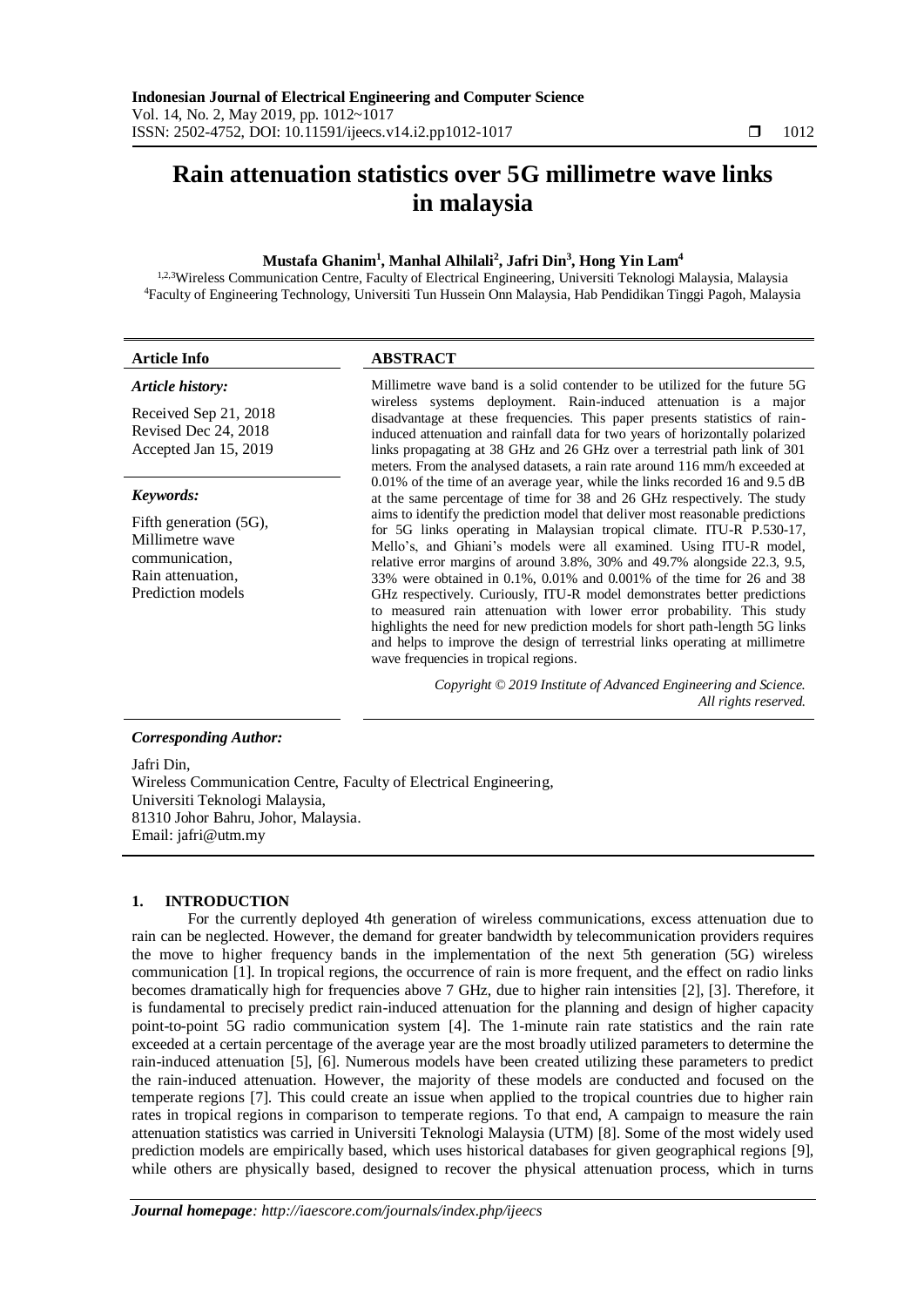# Rain attenuation statistics over 5G millimetre wave links in malaysia

**Mustafa Ghanim[1], Manhal Alhilali[2], Jafri Din[3], Hong Yin Lam[4]**

[1,2,3]Wireless Communication Centre, Faculty of Electrical Engineering, Universiti Teknologi Malaysia, Malaysia
[4]Faculty of Engineering Technology, Universiti Tun Hussein Onn Malaysia, Hab Pendidikan Tinggi Pagoh, Malaysia

| Article Info | ABSTRACT |
|---|---|
| ***Article history:*** <br> Received Sep 21, 2018 <br> Revised Dec 24, 2018 <br> Accepted Jan 15, 2019 <br><br> ***Keywords:*** <br> Fifth generation (5G), <br> Millimetre wave communication, <br> Rain attenuation, <br> Prediction models | Millimetre wave band is a solid contender to be utilized for the future 5G wireless systems deployment. Rain-induced attenuation is a major disadvantage at these frequencies. This paper presents statistics of rain-induced attenuation and rainfall data for two years of horizontally polarized links propagating at 38 GHz and 26 GHz over a terrestrial path link of 301 meters. From the analysed datasets, a rain rate around 116 mm/h exceeded at 0.01% of the time of an average year, while the links recorded 16 and 9.5 dB at the same percentage of time for 38 and 26 GHz respectively. The study aims to identify the prediction model that deliver most reasonable predictions for 5G links operating in Malaysian tropical climate. ITU-R P.530-17, Mello's, and Ghiani's models were all examined. Using ITU-R model, relative error margins of around 3.8%, 30% and 49.7% alongside 22.3, 9.5, 33% were obtained in 0.1%, 0.01% and 0.001% of the time for 26 and 38 GHz respectively. Curiously, ITU-R model demonstrates better predictions to measured rain attenuation with lower error probability. This study highlights the need for new prediction models for short path-length 5G links and helps to improve the design of terrestrial links operating at millimetre wave frequencies in tropical regions. <br><br> *Copyright © 2019 Institute of Advanced Engineering and Science. All rights reserved.* |

***Corresponding Author:***

Jafri Din,
Wireless Communication Centre, Faculty of Electrical Engineering,
Universiti Teknologi Malaysia,
81310 Johor Bahru, Johor, Malaysia.
Email: jafri@utm.my

## 1. INTRODUCTION

For the currently deployed 4th generation of wireless communications, excess attenuation due to rain can be neglected. However, the demand for greater bandwidth by telecommunication providers requires the move to higher frequency bands in the implementation of the next 5th generation (5G) wireless communication [1]. In tropical regions, the occurrence of rain is more frequent, and the effect on radio links becomes dramatically high for frequencies above 7 GHz, due to higher rain intensities [2], [3]. Therefore, it is fundamental to precisely predict rain-induced attenuation for the planning and design of higher capacity point-to-point 5G radio communication system [4]. The 1-minute rain rate statistics and the rain rate exceeded at a certain percentage of the average year are the most broadly utilized parameters to determine the rain-induced attenuation [5], [6]. Numerous models have been created utilizing these parameters to predict the rain-induced attenuation. However, the majority of these models are conducted and focused on the temperate regions [7]. This could create an issue when applied to the tropical countries due to higher rain rates in tropical regions in comparison to temperate regions. To that end, A campaign to measure the rain attenuation statistics was carried in Universiti Teknologi Malaysia (UTM) [8]. Some of the most widely used prediction models are empirically based, which uses historical databases for given geographical regions [9], while others are physically based, designed to recover the physical attenuation process, which in turns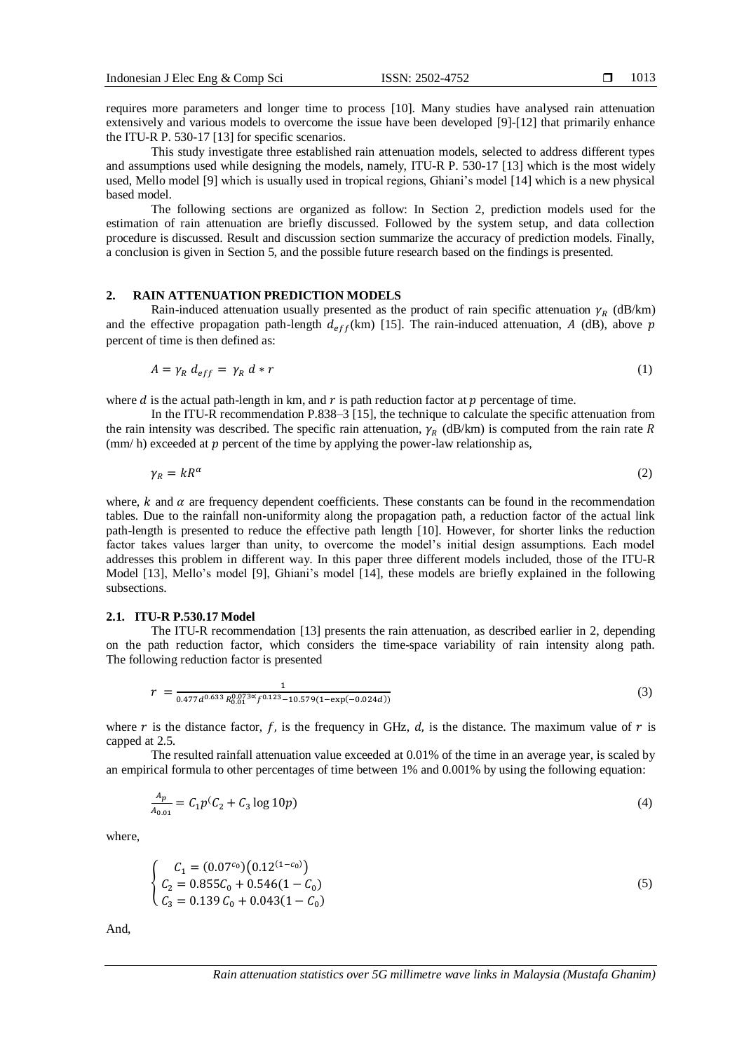requires more parameters and longer time to process [10]. Many studies have analysed rain attenuation extensively and various models to overcome the issue have been developed [9]-[12] that primarily enhance the ITU-R P. 530-17 [13] for specific scenarios.

This study investigate three established rain attenuation models, selected to address different types and assumptions used while designing the models, namely, ITU-R P. 530-17 [13] which is the most widely used, Mello model [9] which is usually used in tropical regions, Ghiani's model [14] which is a new physical based model.

The following sections are organized as follow: In Section 2, prediction models used for the estimation of rain attenuation are briefly discussed. Followed by the system setup, and data collection procedure is discussed. Result and discussion section summarize the accuracy of prediction models. Finally, a conclusion is given in Section 5, and the possible future research based on the findings is presented.

## 2. RAIN ATTENUATION PREDICTION MODELS

Rain-induced attenuation usually presented as the product of rain specific attenuation $\gamma_R$ (dB/km) and the effective propagation path-length $d_{eff}$(km) [15]. The rain-induced attenuation, $A$ (dB), above $p$ percent of time is then defined as:

$$A = \gamma_R \, d_{eff} = \gamma_R \, d * r \tag{1}$$

where $d$ is the actual path-length in km, and $r$ is path reduction factor at $p$ percentage of time.

In the ITU-R recommendation P.838–3 [15], the technique to calculate the specific attenuation from the rain intensity was described. The specific rain attenuation, $\gamma_R$ (dB/km) is computed from the rain rate $R$ (mm/ h) exceeded at $p$ percent of the time by applying the power-law relationship as,

$$\gamma_R = kR^{\alpha} \tag{2}$$

where, $k$ and $\alpha$ are frequency dependent coefficients. These constants can be found in the recommendation tables. Due to the rainfall non-uniformity along the propagation path, a reduction factor of the actual link path-length is presented to reduce the effective path length [10]. However, for shorter links the reduction factor takes values larger than unity, to overcome the model's initial design assumptions. Each model addresses this problem in different way. In this paper three different models included, those of the ITU-R Model [13], Mello's model [9], Ghiani's model [14], these models are briefly explained in the following subsections.

### 2.1. ITU-R P.530.17 Model

The ITU-R recommendation [13] presents the rain attenuation, as described earlier in 2, depending on the path reduction factor, which considers the time-space variability of rain intensity along path. The following reduction factor is presented

$$r = \frac{1}{0.477 d^{0.633} R_{0.01}^{0.073\alpha} f^{0.123} - 10.579(1 - \exp(-0.024d))} \tag{3}$$

where $r$ is the distance factor, $f$, is the frequency in GHz, $d$, is the distance. The maximum value of $r$ is capped at 2.5.

The resulted rainfall attenuation value exceeded at 0.01% of the time in an average year, is scaled by an empirical formula to other percentages of time between 1% and 0.001% by using the following equation:

$$\frac{A_p}{A_{0.01}} = C_1 p^{(}C_2 + C_3 \log 10p) \tag{4}$$

where,

$$\begin{cases} C_1 = (0.07^{c_0})\left(0.12^{(1-c_0)}\right) \\ C_2 = 0.855C_0 + 0.546(1 - C_0) \\ C_3 = 0.139\,C_0 + 0.043(1 - C_0) \end{cases} \tag{5}$$

And,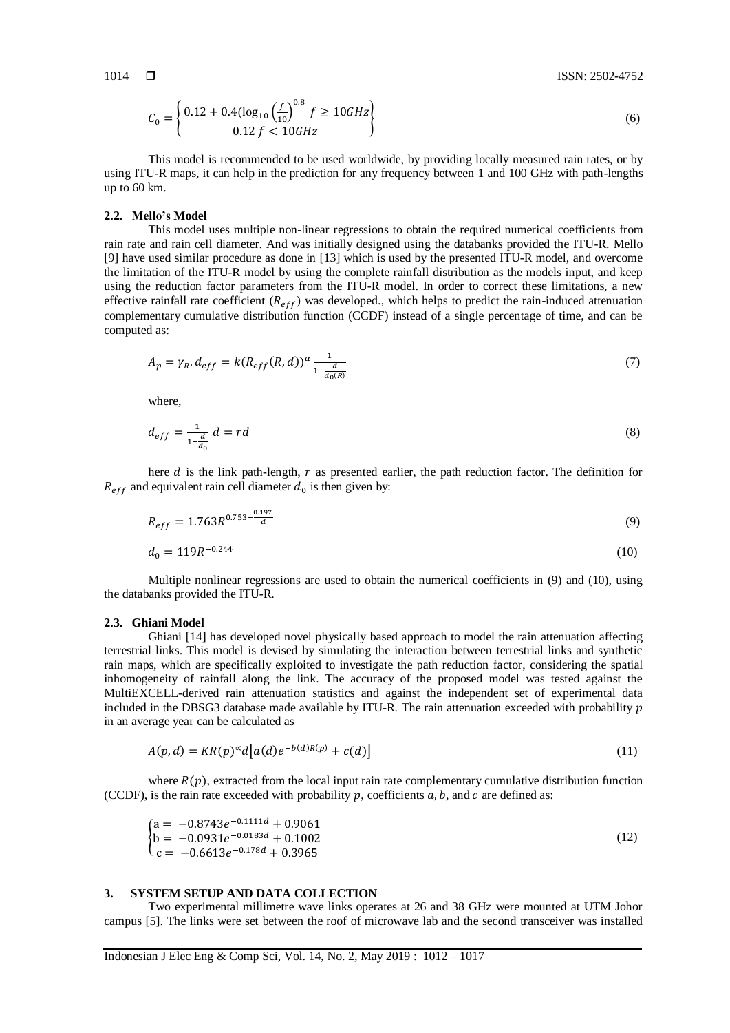$$C_0 = \begin{Bmatrix} 0.12 + 0.4(\log_{10}\left(\frac{f}{10}\right)^{0.8} \; f \geq 10GHz \\ 0.12 \; f < 10GHz \end{Bmatrix} \tag{6}$$

This model is recommended to be used worldwide, by providing locally measured rain rates, or by using ITU-R maps, it can help in the prediction for any frequency between 1 and 100 GHz with path-lengths up to 60 km.

### 2.2. Mello's Model

This model uses multiple non-linear regressions to obtain the required numerical coefficients from rain rate and rain cell diameter. And was initially designed using the databanks provided the ITU-R. Mello [9] have used similar procedure as done in [13] which is used by the presented ITU-R model, and overcome the limitation of the ITU-R model by using the complete rainfall distribution as the models input, and keep using the reduction factor parameters from the ITU-R model. In order to correct these limitations, a new effective rainfall rate coefficient ($R_{eff}$) was developed., which helps to predict the rain-induced attenuation complementary cumulative distribution function (CCDF) instead of a single percentage of time, and can be computed as:

$$A_p = \gamma_R . d_{eff} = k(R_{eff}(R,d))^{\alpha} \frac{1}{1+\frac{d}{d_0(R)}} \tag{7}$$

where,

$$d_{eff} = \frac{1}{1+\frac{d}{d_0}} d = rd \tag{8}$$

here $d$ is the link path-length, $r$ as presented earlier, the path reduction factor. The definition for $R_{eff}$ and equivalent rain cell diameter $d_0$ is then given by:

$$R_{eff} = 1.763R^{0.753+\frac{0.197}{d}} \tag{9}$$

$$d_0 = 119R^{-0.244} \tag{10}$$

Multiple nonlinear regressions are used to obtain the numerical coefficients in (9) and (10), using the databanks provided the ITU-R.

### 2.3. Ghiani Model

Ghiani [14] has developed novel physically based approach to model the rain attenuation affecting terrestrial links. This model is devised by simulating the interaction between terrestrial links and synthetic rain maps, which are specifically exploited to investigate the path reduction factor, considering the spatial inhomogeneity of rainfall along the link. The accuracy of the proposed model was tested against the MultiEXCELL-derived rain attenuation statistics and against the independent set of experimental data included in the DBSG3 database made available by ITU-R. The rain attenuation exceeded with probability $p$ in an average year can be calculated as

$$A(p,d) = KR(p)^{\alpha} d\left[a(d)e^{-b(d)R(p)} + c(d)\right] \tag{11}$$

where $R(p)$, extracted from the local input rain rate complementary cumulative distribution function (CCDF), is the rain rate exceeded with probability $p$, coefficients $a, b$, and $c$ are defined as:

$$\begin{cases} a = -0.8743e^{-0.1111d} + 0.9061 \\ b = -0.0931e^{-0.0183d} + 0.1002 \\ c = -0.6613e^{-0.178d} + 0.3965 \end{cases} \tag{12}$$

## 3. SYSTEM SETUP AND DATA COLLECTION

Two experimental millimetre wave links operates at 26 and 38 GHz were mounted at UTM Johor campus [5]. The links were set between the roof of microwave lab and the second transceiver was installed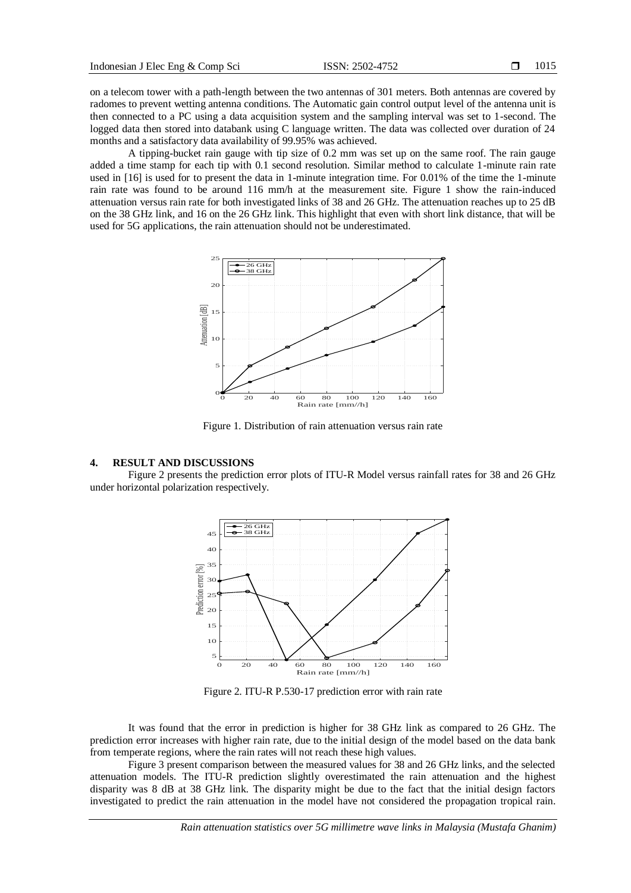on a telecom tower with a path-length between the two antennas of 301 meters. Both antennas are covered by radomes to prevent wetting antenna conditions. The Automatic gain control output level of the antenna unit is then connected to a PC using a data acquisition system and the sampling interval was set to 1-second. The logged data then stored into databank using C language written. The data was collected over duration of 24 months and a satisfactory data availability of 99.95% was achieved.

A tipping-bucket rain gauge with tip size of 0.2 mm was set up on the same roof. The rain gauge added a time stamp for each tip with 0.1 second resolution. Similar method to calculate 1-minute rain rate used in [16] is used for to present the data in 1-minute integration time. For 0.01% of the time the 1-minute rain rate was found to be around 116 mm/h at the measurement site. Figure 1 show the rain-induced attenuation versus rain rate for both investigated links of 38 and 26 GHz. The attenuation reaches up to 25 dB on the 38 GHz link, and 16 on the 26 GHz link. This highlight that even with short link distance, that will be used for 5G applications, the rain attenuation should not be underestimated.

Figure 1. Distribution of rain attenuation versus rain rate

## 4. RESULT AND DISCUSSIONS

Figure 2 presents the prediction error plots of ITU-R Model versus rainfall rates for 38 and 26 GHz under horizontal polarization respectively.

Figure 2. ITU-R P.530-17 prediction error with rain rate

It was found that the error in prediction is higher for 38 GHz link as compared to 26 GHz. The prediction error increases with higher rain rate, due to the initial design of the model based on the data bank from temperate regions, where the rain rates will not reach these high values.

Figure 3 present comparison between the measured values for 38 and 26 GHz links, and the selected attenuation models. The ITU-R prediction slightly overestimated the rain attenuation and the highest disparity was 8 dB at 38 GHz link. The disparity might be due to the fact that the initial design factors investigated to predict the rain attenuation in the model have not considered the propagation tropical rain.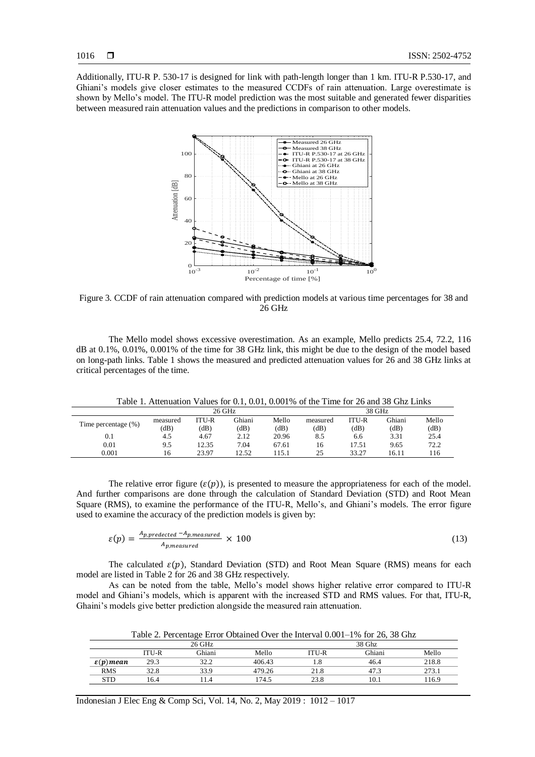Additionally, ITU-R P. 530-17 is designed for link with path-length longer than 1 km. ITU-R P.530-17, and Ghiani's models give closer estimates to the measured CCDFs of rain attenuation. Large overestimate is shown by Mello's model. The ITU-R model prediction was the most suitable and generated fewer disparities between measured rain attenuation values and the predictions in comparison to other models.

Figure 3. CCDF of rain attenuation compared with prediction models at various time percentages for 38 and 26 GHz

The Mello model shows excessive overestimation. As an example, Mello predicts 25.4, 72.2, 116 dB at 0.1%, 0.01%, 0.001% of the time for 38 GHz link, this might be due to the design of the model based on long-path links. Table 1 shows the measured and predicted attenuation values for 26 and 38 GHz links at critical percentages of the time.

Table 1. Attenuation Values for 0.1, 0.01, 0.001% of the Time for 26 and 38 Ghz Links

| Time percentage (%) | 26 GHz | | | | 38 GHz | | | |
|---|---|---|---|---|---|---|---|---|
| | measured (dB) | ITU-R (dB) | Ghiani (dB) | Mello (dB) | measured (dB) | ITU-R (dB) | Ghiani (dB) | Mello (dB) |
| 0.1 | 4.5 | 4.67 | 2.12 | 20.96 | 8.5 | 6.6 | 3.31 | 25.4 |
| 0.01 | 9.5 | 12.35 | 7.04 | 67.61 | 16 | 17.51 | 9.65 | 72.2 |
| 0.001 | 16 | 23.97 | 12.52 | 115.1 | 25 | 33.27 | 16.11 | 116 |

The relative error figure ($\varepsilon(p)$), is presented to measure the appropriateness for each of the model. And further comparisons are done through the calculation of Standard Deviation (STD) and Root Mean Square (RMS), to examine the performance of the ITU-R, Mello's, and Ghiani's models. The error figure used to examine the accuracy of the prediction models is given by:

$$\varepsilon(p) = \frac{A_{p,predected} - A_{p,measured}}{A_{p,measured}} \times 100 \tag{13}$$

The calculated $\varepsilon(p)$, Standard Deviation (STD) and Root Mean Square (RMS) means for each model are listed in Table 2 for 26 and 38 GHz respectively.

As can be noted from the table, Mello's model shows higher relative error compared to ITU-R model and Ghiani's models, which is apparent with the increased STD and RMS values. For that, ITU-R, Ghaini's models give better prediction alongside the measured rain attenuation.

Table 2. Percentage Error Obtained Over the Interval 0.001–1% for 26, 38 Ghz

| | 26 GHz | | | 38 Ghz | | |
|---|---|---|---|---|---|---|
| | ITU-R | Ghiani | Mello | ITU-R | Ghiani | Mello |
| $\varepsilon(p)$ **mean** | 29.3 | 32.2 | 406.43 | 1.8 | 46.4 | 218.8 |
| RMS | 32.8 | 33.9 | 479.26 | 21.8 | 47.3 | 273.1 |
| STD | 16.4 | 11.4 | 174.5 | 23.8 | 10.1 | 116.9 |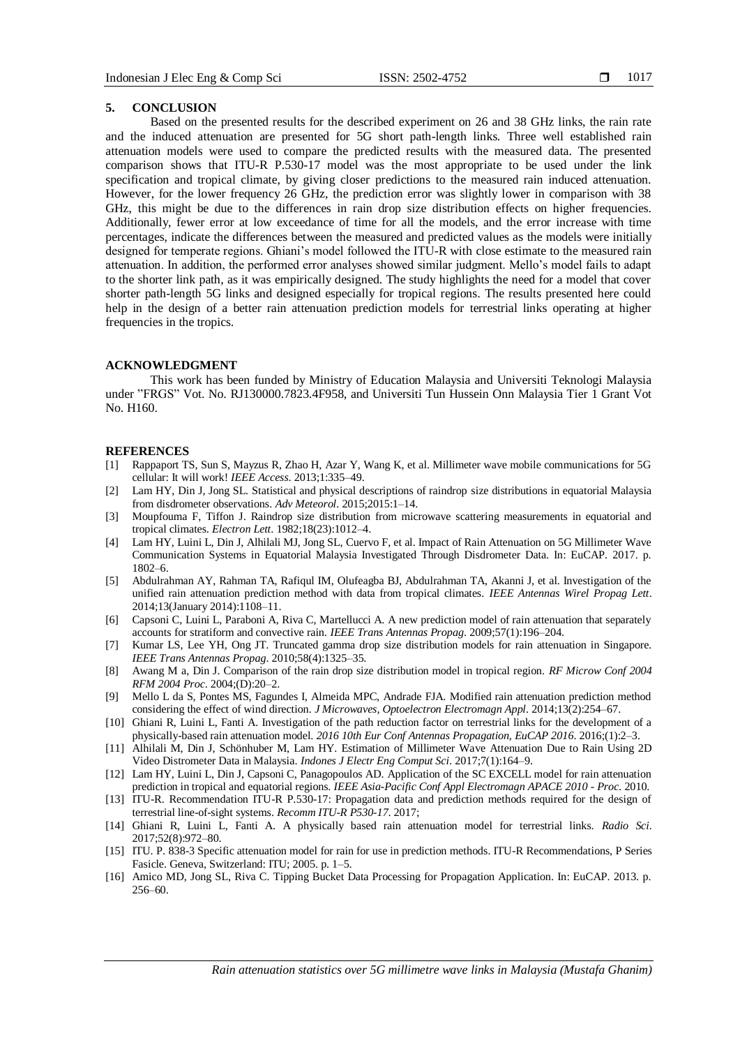## 5. CONCLUSION

Based on the presented results for the described experiment on 26 and 38 GHz links, the rain rate and the induced attenuation are presented for 5G short path-length links. Three well established rain attenuation models were used to compare the predicted results with the measured data. The presented comparison shows that ITU-R P.530-17 model was the most appropriate to be used under the link specification and tropical climate, by giving closer predictions to the measured rain induced attenuation. However, for the lower frequency 26 GHz, the prediction error was slightly lower in comparison with 38 GHz, this might be due to the differences in rain drop size distribution effects on higher frequencies. Additionally, fewer error at low exceedance of time for all the models, and the error increase with time percentages, indicate the differences between the measured and predicted values as the models were initially designed for temperate regions. Ghiani's model followed the ITU-R with close estimate to the measured rain attenuation. In addition, the performed error analyses showed similar judgment. Mello's model fails to adapt to the shorter link path, as it was empirically designed. The study highlights the need for a model that cover shorter path-length 5G links and designed especially for tropical regions. The results presented here could help in the design of a better rain attenuation prediction models for terrestrial links operating at higher frequencies in the tropics.

## ACKNOWLEDGMENT

This work has been funded by Ministry of Education Malaysia and Universiti Teknologi Malaysia under "FRGS" Vot. No. RJ130000.7823.4F958, and Universiti Tun Hussein Onn Malaysia Tier 1 Grant Vot No. H160.

## REFERENCES

[1] Rappaport TS, Sun S, Mayzus R, Zhao H, Azar Y, Wang K, et al. Millimeter wave mobile communications for 5G cellular: It will work! *IEEE Access*. 2013;1:335–49.

[2] Lam HY, Din J, Jong SL. Statistical and physical descriptions of raindrop size distributions in equatorial Malaysia from disdrometer observations. *Adv Meteorol*. 2015;2015:1–14.

[3] Moupfouma F, Tiffon J. Raindrop size distribution from microwave scattering measurements in equatorial and tropical climates. *Electron Lett*. 1982;18(23):1012–4.

[4] Lam HY, Luini L, Din J, Alhilali MJ, Jong SL, Cuervo F, et al. Impact of Rain Attenuation on 5G Millimeter Wave Communication Systems in Equatorial Malaysia Investigated Through Disdrometer Data. In: EuCAP. 2017. p. 1802–6.

[5] Abdulrahman AY, Rahman TA, Rafiqul IM, Olufeagba BJ, Abdulrahman TA, Akanni J, et al. Investigation of the unified rain attenuation prediction method with data from tropical climates. *IEEE Antennas Wirel Propag Lett*. 2014;13(January 2014):1108–11.

[6] Capsoni C, Luini L, Paraboni A, Riva C, Martellucci A. A new prediction model of rain attenuation that separately accounts for stratiform and convective rain. *IEEE Trans Antennas Propag*. 2009;57(1):196–204.

[7] Kumar LS, Lee YH, Ong JT. Truncated gamma drop size distribution models for rain attenuation in Singapore. *IEEE Trans Antennas Propag*. 2010;58(4):1325–35.

[8] Awang M a, Din J. Comparison of the rain drop size distribution model in tropical region. *RF Microw Conf 2004 RFM 2004 Proc*. 2004;(D):20–2.

[9] Mello L da S, Pontes MS, Fagundes I, Almeida MPC, Andrade FJA. Modified rain attenuation prediction method considering the effect of wind direction. *J Microwaves, Optoelectron Electromagn Appl*. 2014;13(2):254–67.

[10] Ghiani R, Luini L, Fanti A. Investigation of the path reduction factor on terrestrial links for the development of a physically-based rain attenuation model. *2016 10th Eur Conf Antennas Propagation, EuCAP 2016*. 2016;(1):2–3.

[11] Alhilali M, Din J, Schönhuber M, Lam HY. Estimation of Millimeter Wave Attenuation Due to Rain Using 2D Video Distrometer Data in Malaysia. *Indones J Electr Eng Comput Sci*. 2017;7(1):164–9.

[12] Lam HY, Luini L, Din J, Capsoni C, Panagopoulos AD. Application of the SC EXCELL model for rain attenuation prediction in tropical and equatorial regions. *IEEE Asia-Pacific Conf Appl Electromagn APACE 2010 - Proc*. 2010.

[13] ITU-R. Recommendation ITU-R P.530-17: Propagation data and prediction methods required for the design of terrestrial line-of-sight systems. *Recomm ITU-R P530-17*. 2017;

[14] Ghiani R, Luini L, Fanti A. A physically based rain attenuation model for terrestrial links. *Radio Sci*. 2017;52(8):972–80.

[15] ITU. P. 838-3 Specific attenuation model for rain for use in prediction methods. ITU-R Recommendations, P Series Fasicle. Geneva, Switzerland: ITU; 2005. p. 1–5.

[16] Amico MD, Jong SL, Riva C. Tipping Bucket Data Processing for Propagation Application. In: EuCAP. 2013. p. 256–60.